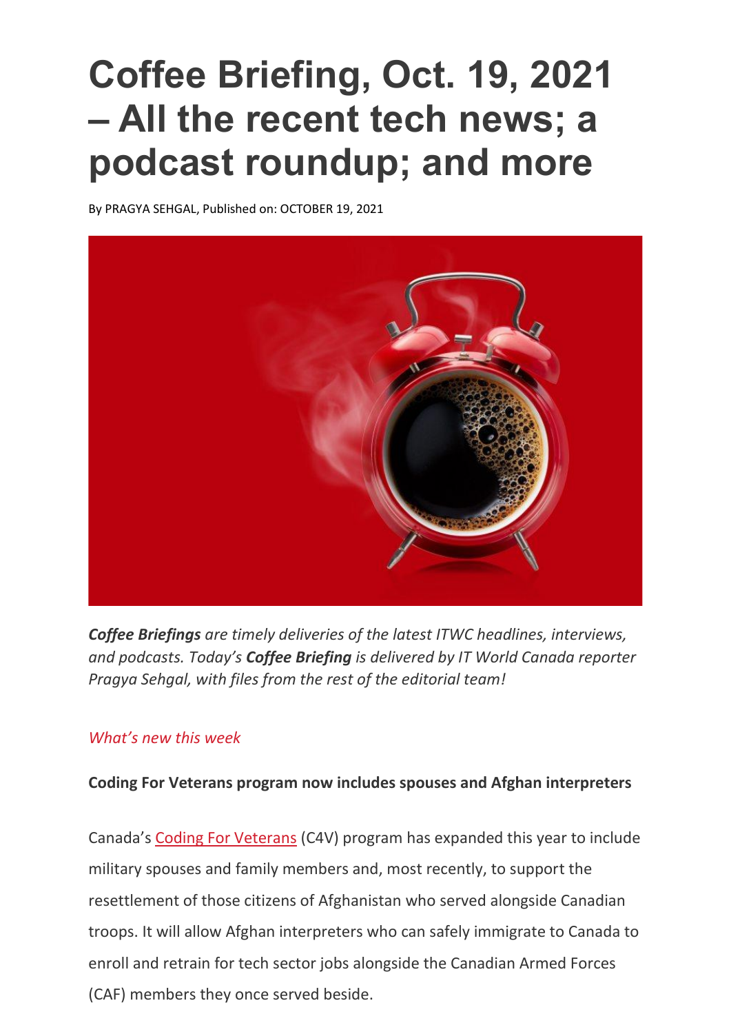# Coffee Briefing, Oct. 19, 2021 – All the recent tech news; a podcast roundup; and more

By PRAGYA SEHGAL, Published on: OCTOBER 19, 2021

***Coffee Briefings*** *are timely deliveries of the latest ITWC headlines, interviews, and podcasts. Today's* ***Coffee Briefing*** *is delivered by IT World Canada reporter Pragya Sehgal, with files from the rest of the editorial team!*

*What's new this week*

**Coding For Veterans program now includes spouses and Afghan interpreters**

Canada's Coding For Veterans (C4V) program has expanded this year to include military spouses and family members and, most recently, to support the resettlement of those citizens of Afghanistan who served alongside Canadian troops. It will allow Afghan interpreters who can safely immigrate to Canada to enroll and retrain for tech sector jobs alongside the Canadian Armed Forces (CAF) members they once served beside.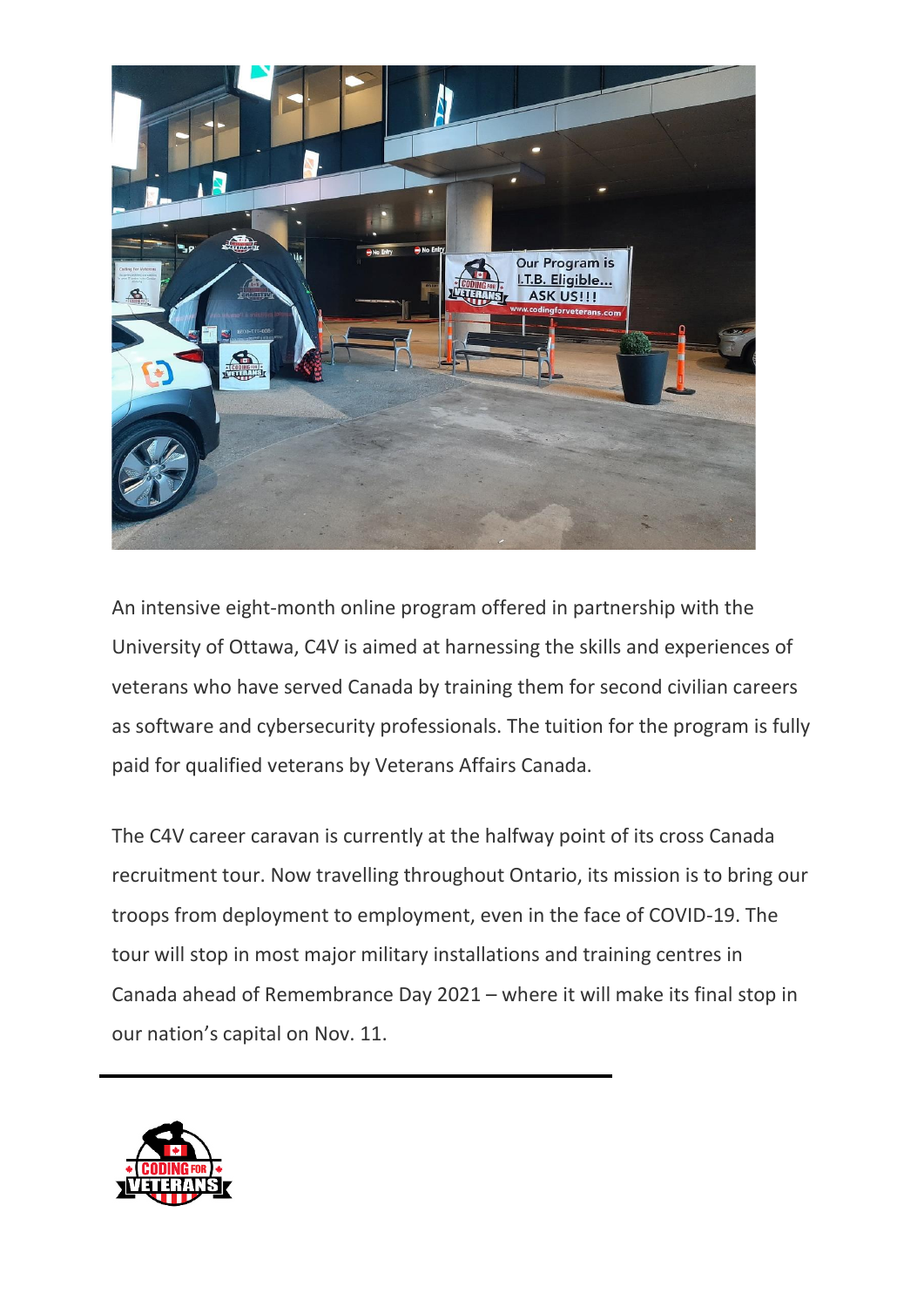An intensive eight-month online program offered in partnership with the University of Ottawa, C4V is aimed at harnessing the skills and experiences of veterans who have served Canada by training them for second civilian careers as software and cybersecurity professionals. The tuition for the program is fully paid for qualified veterans by Veterans Affairs Canada.

The C4V career caravan is currently at the halfway point of its cross Canada recruitment tour. Now travelling throughout Ontario, its mission is to bring our troops from deployment to employment, even in the face of COVID-19. The tour will stop in most major military installations and training centres in Canada ahead of Remembrance Day 2021 – where it will make its final stop in our nation's capital on Nov. 11.

---